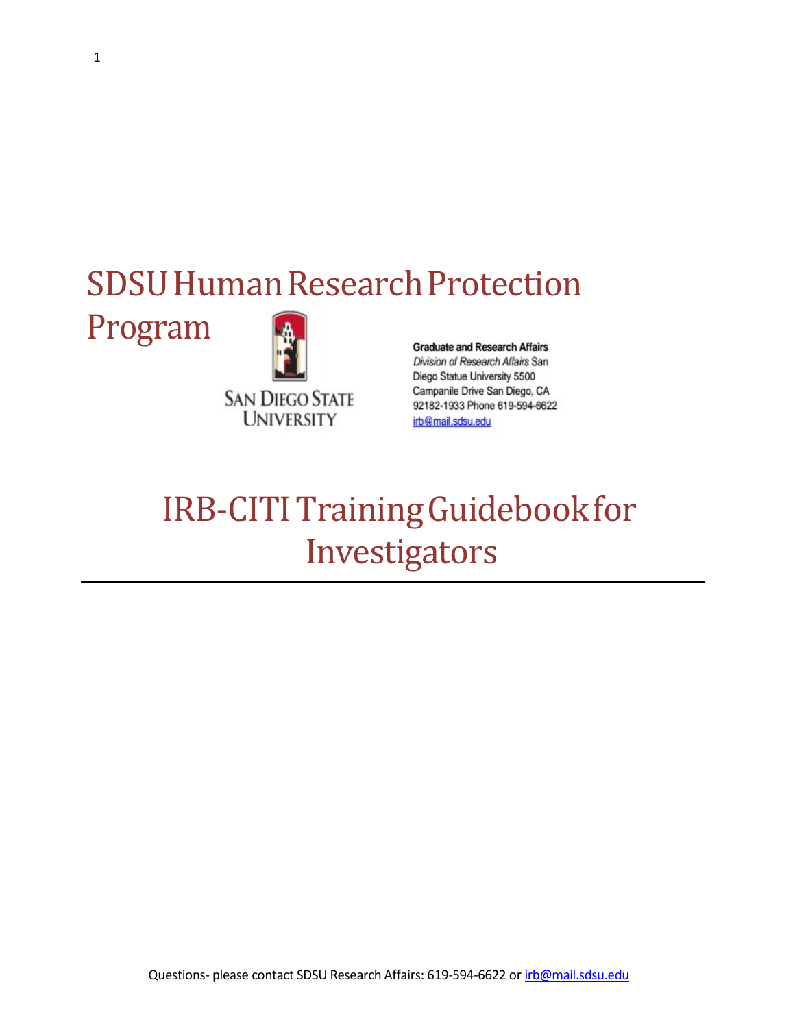# SDSU Human Research Protection Program

SAN DIEGO STATE UNIVERSITY

**Graduate and Research Affairs**
*Division of Research Affairs* San Diego Statue University 5500 Campanile Drive San Diego, CA 92182-1933 Phone 619-594-6622
irb@mail.sdsu.edu

# IRB-CITI Training Guidebook for Investigators

---

Questions- please contact SDSU Research Affairs: 619-594-6622 or irb@mail.sdsu.edu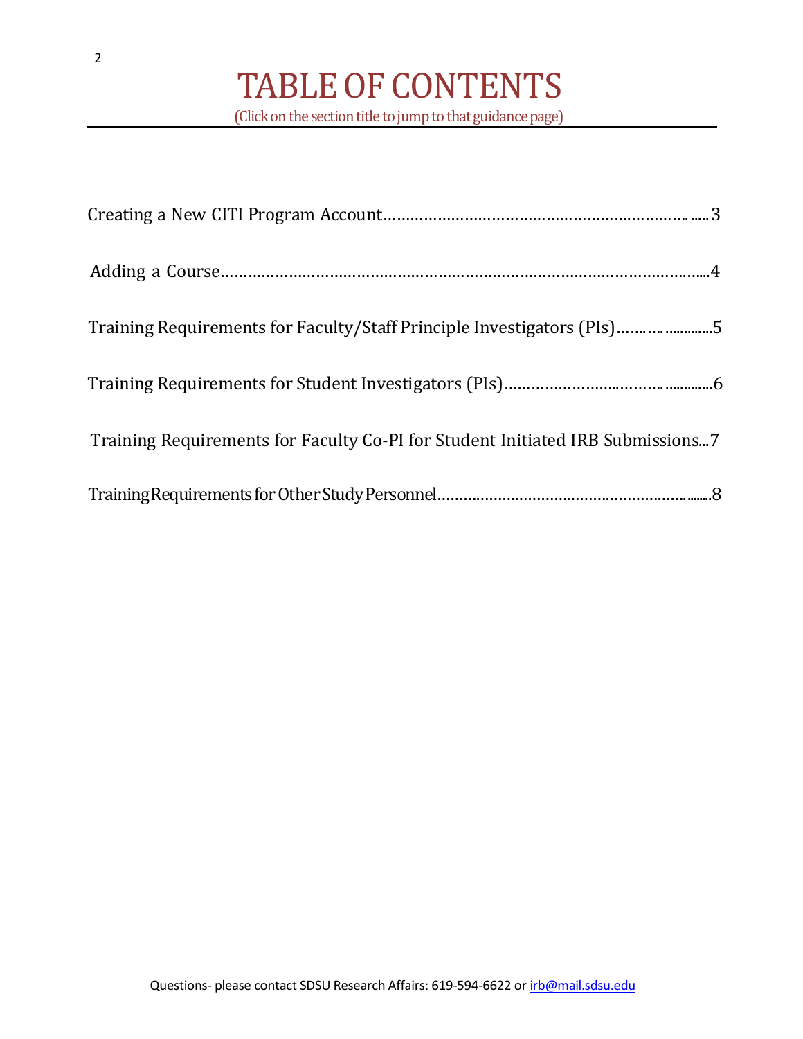# TABLE OF CONTENTS

(Click on the section title to jump to that guidance page)

Creating a New CITI Program Account........................................................................3

Adding a Course..........................................................................................................4

Training Requirements for Faculty/Staff Principle Investigators (PIs).........................5

Training Requirements for Student Investigators (PIs)..............................................6

Training Requirements for Faculty Co-PI for Student Initiated IRB Submissions...7

Training Requirements for Other Study Personnel.....................................................8

Questions- please contact SDSU Research Affairs: 619-594-6622 or irb@mail.sdsu.edu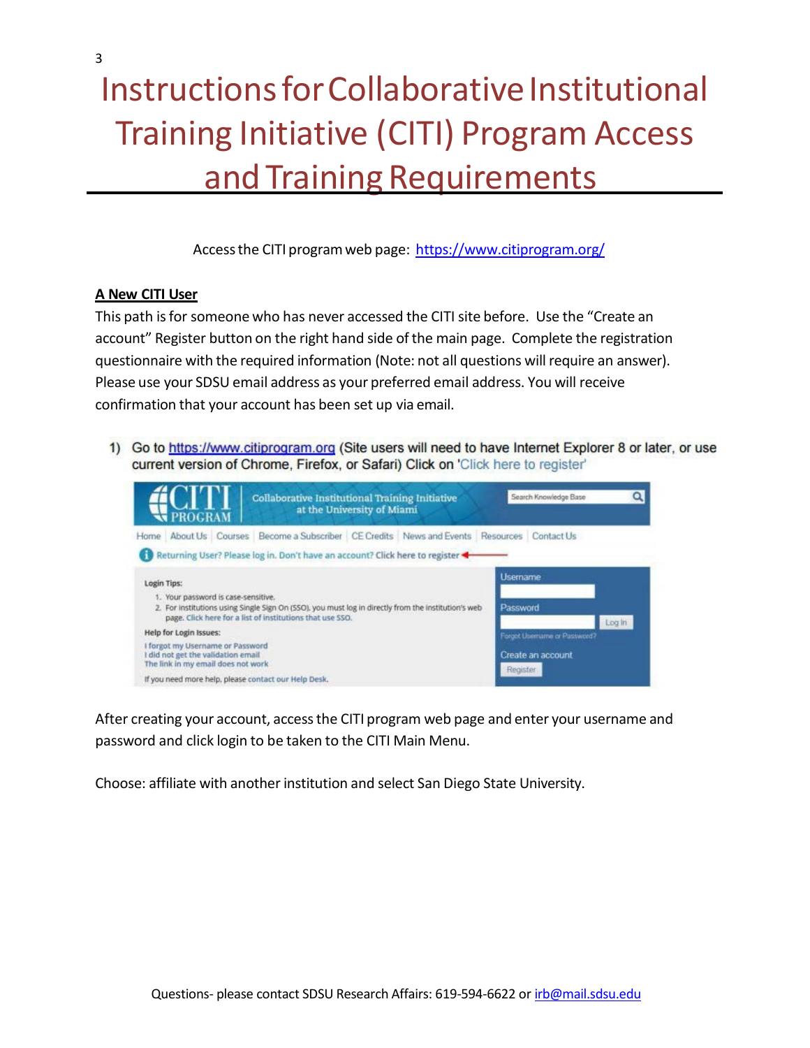# Instructions for Collaborative Institutional Training Initiative (CITI) Program Access and Training Requirements

Access the CITI program web page: https://www.citiprogram.org/

**A New CITI User**

This path is for someone who has never accessed the CITI site before. Use the "Create an account" Register button on the right hand side of the main page. Complete the registration questionnaire with the required information (Note: not all questions will require an answer). Please use your SDSU email address as your preferred email address. You will receive confirmation that your account has been set up via email.

1) Go to https://www.citiprogram.org (Site users will need to have Internet Explorer 8 or later, or use current version of Chrome, Firefox, or Safari) Click on 'Click here to register'

After creating your account, access the CITI program web page and enter your username and password and click login to be taken to the CITI Main Menu.

Choose: affiliate with another institution and select San Diego State University.

Questions- please contact SDSU Research Affairs: 619-594-6622 or irb@mail.sdsu.edu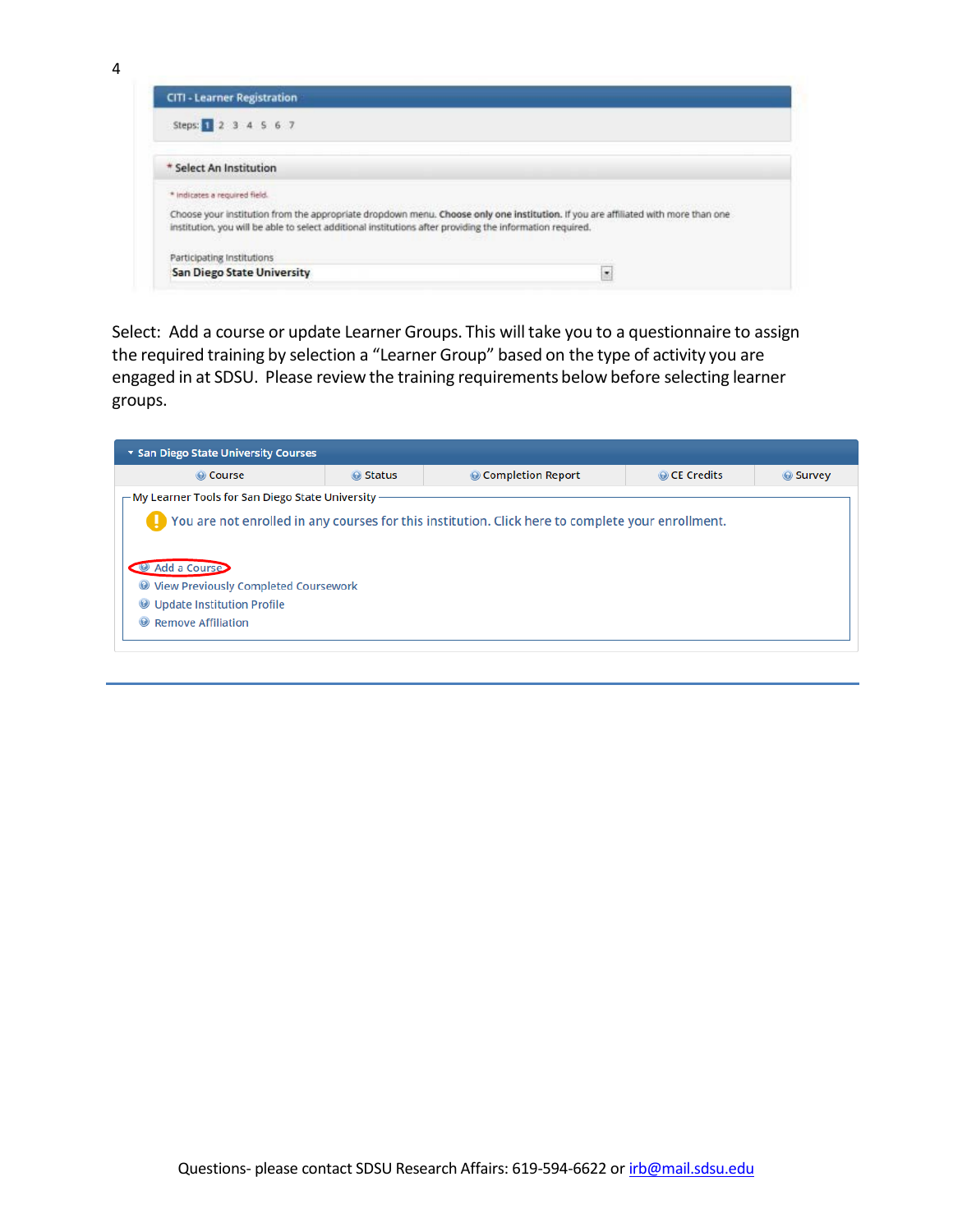CITI - Learner Registration

Steps: 1 2 3 4 5 6 7

\* Select An Institution

\* indicates a required field.

Choose your institution from the appropriate dropdown menu. **Choose only one institution.** If you are affiliated with more than one institution, you will be able to select additional institutions after providing the information required.

Participating Institutions

San Diego State University

Select: Add a course or update Learner Groups. This will take you to a questionnaire to assign the required training by selection a “Learner Group” based on the type of activity you are engaged in at SDSU. Please review the training requirements below before selecting learner groups.

San Diego State University Courses

| Course | Status | Completion Report | CE Credits | Survey |
|---|---|---|---|---|

My Learner Tools for San Diego State University

You are not enrolled in any courses for this institution. Click here to complete your enrollment.

- Add a Course
- View Previously Completed Coursework
- Update Institution Profile
- Remove Affiliation

Questions- please contact SDSU Research Affairs: 619-594-6622 or irb@mail.sdsu.edu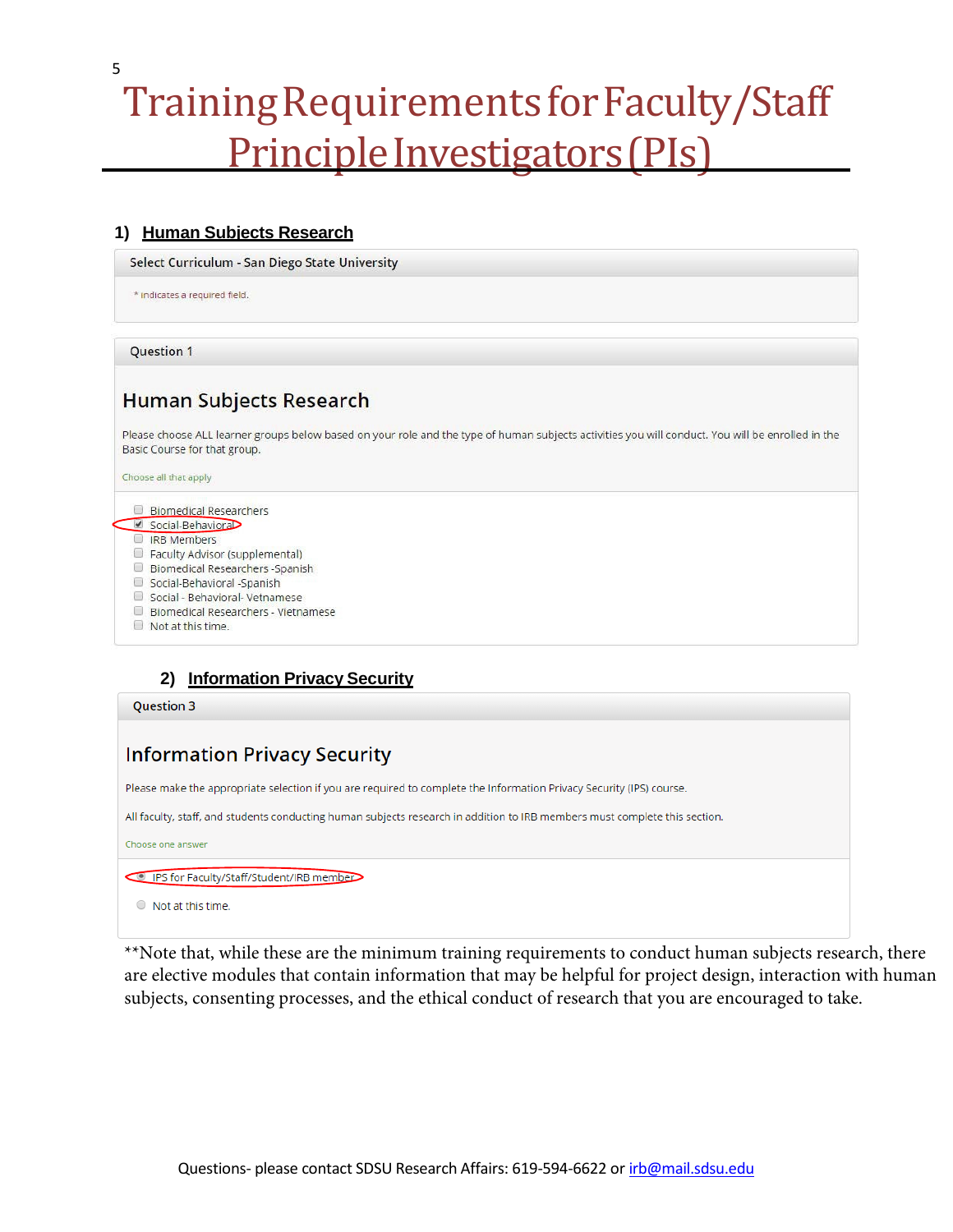# Training Requirements for Faculty/Staff Principle Investigators (PIs)

## 1) Human Subjects Research

**Select Curriculum - San Diego State University**

\* indicates a required field.

**Question 1**

### Human Subjects Research

Please choose ALL learner groups below based on your role and the type of human subjects activities you will conduct. You will be enrolled in the Basic Course for that group.

Choose all that apply

- [ ] Biomedical Researchers
- [x] Social-Behavioral
- [ ] IRB Members
- [ ] Faculty Advisor (supplemental)
- [ ] Biomedical Researchers -Spanish
- [ ] Social-Behavioral -Spanish
- [ ] Social - Behavioral- Vetnamese
- [ ] Biomedical Researchers - Vietnamese
- [ ] Not at this time.

## 2) Information Privacy Security

**Question 3**

### Information Privacy Security

Please make the appropriate selection if you are required to complete the Information Privacy Security (IPS) course.

All faculty, staff, and students conducting human subjects research in addition to IRB members must complete this section.

Choose one answer

- (•) IPS for Faculty/Staff/Student/IRB member
- ( ) Not at this time.

**Note that, while these are the minimum training requirements to conduct human subjects research, there are elective modules that contain information that may be helpful for project design, interaction with human subjects, consenting processes, and the ethical conduct of research that you are encouraged to take.

Questions- please contact SDSU Research Affairs: 619-594-6622 or irb@mail.sdsu.edu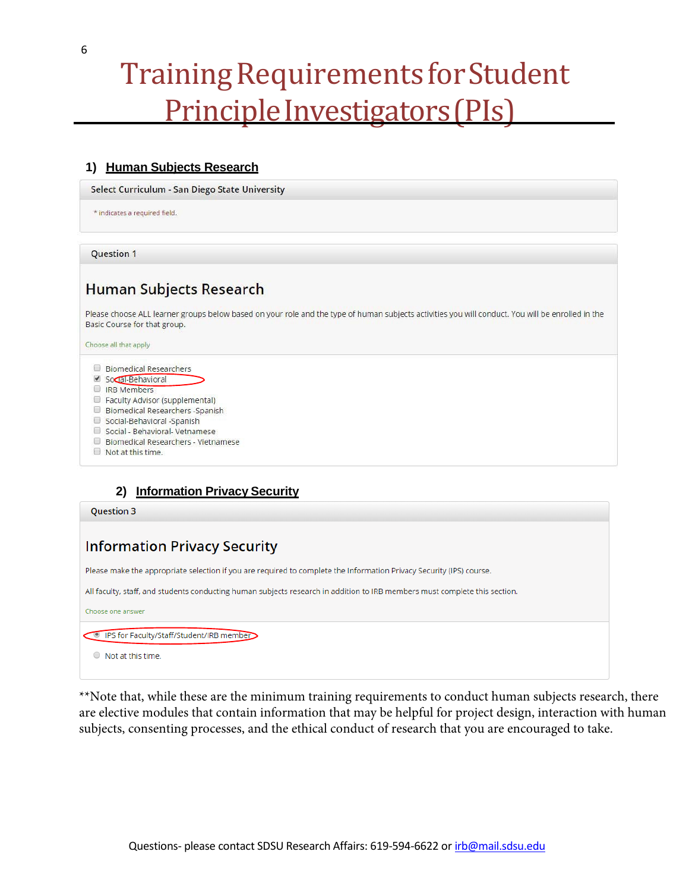# Training Requirements for Student Principle Investigators (PIs)

## 1) Human Subjects Research

**Select Curriculum - San Diego State University**

\* indicates a required field.

**Question 1**

### Human Subjects Research

Please choose ALL learner groups below based on your role and the type of human subjects activities you will conduct. You will be enrolled in the Basic Course for that group.

Choose all that apply

- [ ] Biomedical Researchers
- [x] Social-Behavioral
- [ ] IRB Members
- [ ] Faculty Advisor (supplemental)
- [ ] Biomedical Researchers -Spanish
- [ ] Social-Behavioral -Spanish
- [ ] Social - Behavioral- Vetnamese
- [ ] Biomedical Researchers - Vietnamese
- [ ] Not at this time.

## 2) Information Privacy Security

**Question 3**

### Information Privacy Security

Please make the appropriate selection if you are required to complete the Information Privacy Security (IPS) course.

All faculty, staff, and students conducting human subjects research in addition to IRB members must complete this section.

Choose one answer

- (•) IPS for Faculty/Staff/Student/IRB member
- ( ) Not at this time.

**Note that, while these are the minimum training requirements to conduct human subjects research, there are elective modules that contain information that may be helpful for project design, interaction with human subjects, consenting processes, and the ethical conduct of research that you are encouraged to take.

Questions- please contact SDSU Research Affairs: 619-594-6622 or irb@mail.sdsu.edu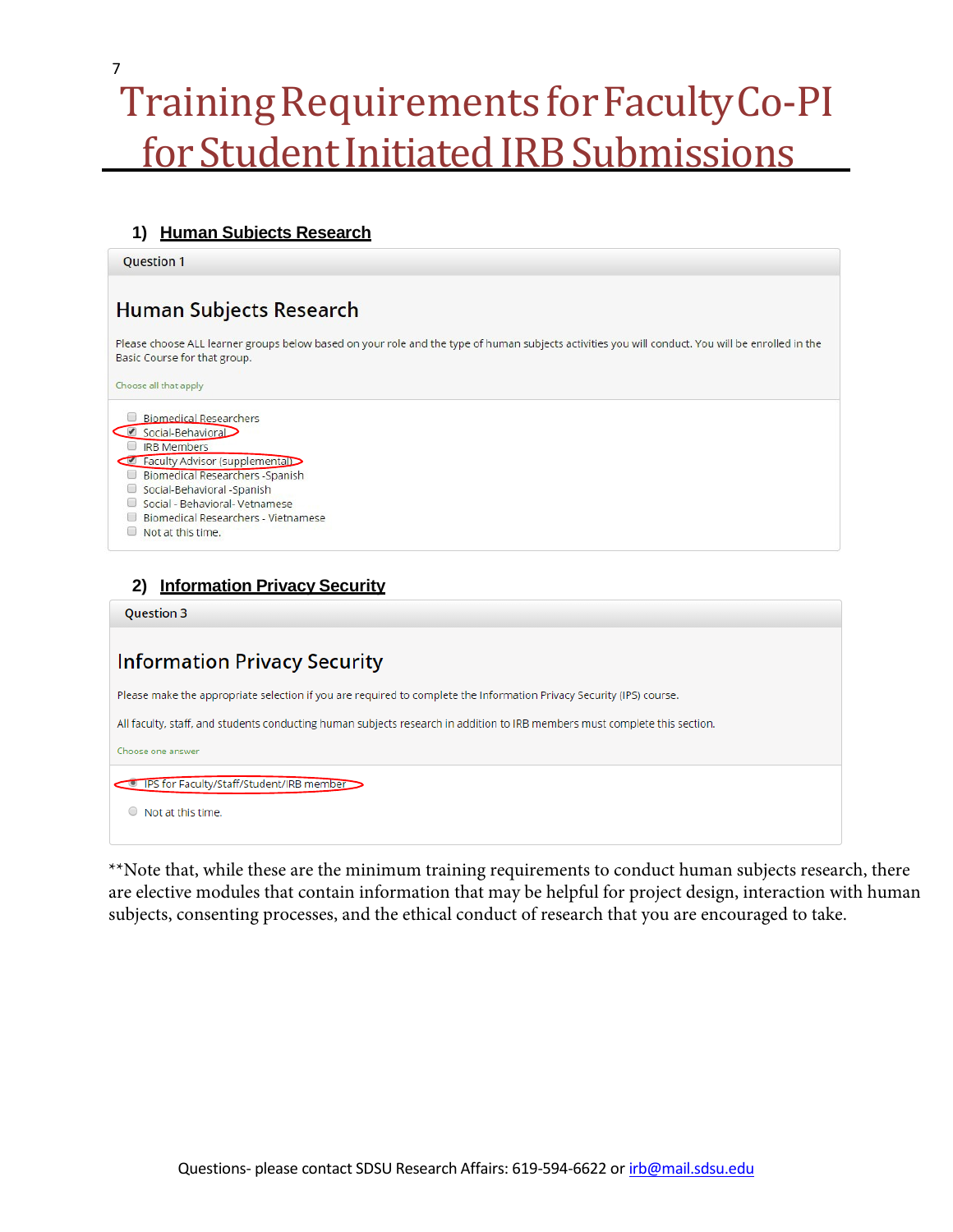# Training Requirements for Faculty Co-PI for Student Initiated IRB Submissions

### 1) Human Subjects Research

Question 1

## Human Subjects Research

Please choose ALL learner groups below based on your role and the type of human subjects activities you will conduct. You will be enrolled in the Basic Course for that group.

Choose all that apply

- [ ] Biomedical Researchers
- [x] Social-Behavioral
- [ ] IRB Members
- [x] Faculty Advisor (supplemental)
- [ ] Biomedical Researchers -Spanish
- [ ] Social-Behavioral -Spanish
- [ ] Social - Behavioral- Vetnamese
- [ ] Biomedical Researchers - Vietnamese
- [ ] Not at this time.

### 2) Information Privacy Security

Question 3

## Information Privacy Security

Please make the appropriate selection if you are required to complete the Information Privacy Security (IPS) course.

All faculty, staff, and students conducting human subjects research in addition to IRB members must complete this section.

Choose one answer

- (•) IPS for Faculty/Staff/Student/IRB member
- ( ) Not at this time.

**Note that, while these are the minimum training requirements to conduct human subjects research, there are elective modules that contain information that may be helpful for project design, interaction with human subjects, consenting processes, and the ethical conduct of research that you are encouraged to take.

Questions- please contact SDSU Research Affairs: 619-594-6622 or irb@mail.sdsu.edu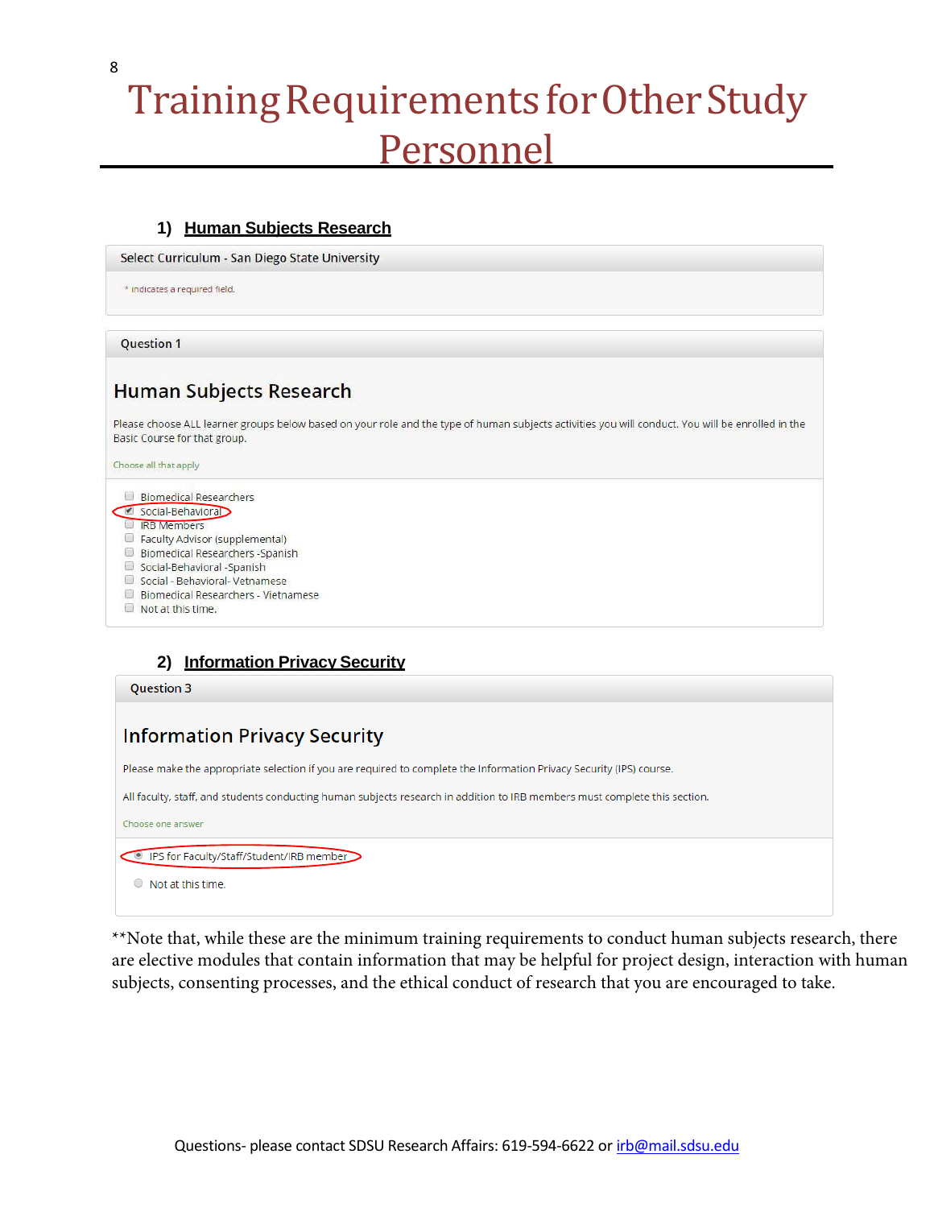# Training Requirements for Other Study Personnel

### 1) Human Subjects Research

Select Curriculum - San Diego State University

* indicates a required field.

Question 1

## Human Subjects Research

Please choose ALL learner groups below based on your role and the type of human subjects activities you will conduct. You will be enrolled in the Basic Course for that group.

Choose all that apply

- [ ] Biomedical Researchers
- [x] Social-Behavioral
- [ ] IRB Members
- [ ] Faculty Advisor (supplemental)
- [ ] Biomedical Researchers -Spanish
- [ ] Social-Behavioral -Spanish
- [ ] Social - Behavioral- Vetnamese
- [ ] Biomedical Researchers - Vietnamese
- [ ] Not at this time.

### 2) Information Privacy Security

Question 3

## Information Privacy Security

Please make the appropriate selection if you are required to complete the Information Privacy Security (IPS) course.

All faculty, staff, and students conducting human subjects research in addition to IRB members must complete this section.

Choose one answer

- (•) IPS for Faculty/Staff/Student/IRB member
- ( ) Not at this time.

**Note that, while these are the minimum training requirements to conduct human subjects research, there are elective modules that contain information that may be helpful for project design, interaction with human subjects, consenting processes, and the ethical conduct of research that you are encouraged to take.

Questions- please contact SDSU Research Affairs: 619-594-6622 or irb@mail.sdsu.edu